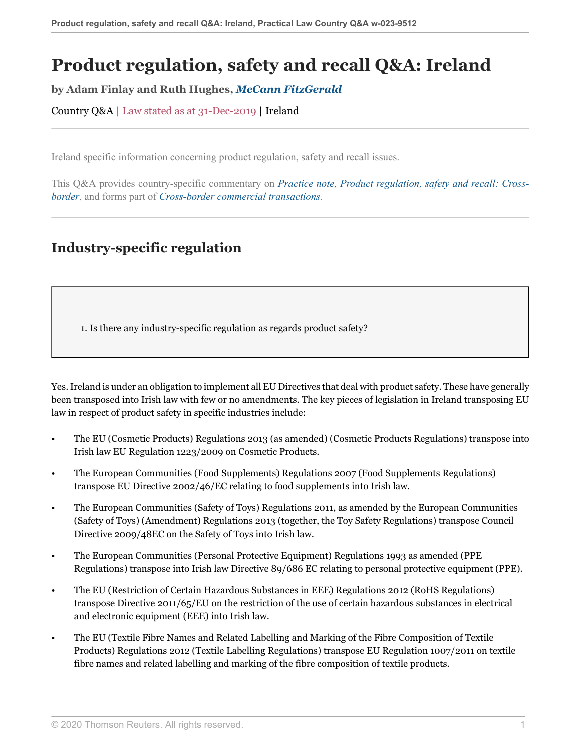# Product regulation, safety and recall Q&A: Ireland

**by Adam Finlay and Ruth Hughes, *McCann FitzGerald***

Country Q&A | Law stated as at 31-Dec-2019 | Ireland

Ireland specific information concerning product regulation, safety and recall issues.

This Q&A provides country-specific commentary on *Practice note, Product regulation, safety and recall: Cross-border*, and forms part of *Cross-border commercial transactions*.

## Industry-specific regulation

1. Is there any industry-specific regulation as regards product safety?

Yes. Ireland is under an obligation to implement all EU Directives that deal with product safety. These have generally been transposed into Irish law with few or no amendments. The key pieces of legislation in Ireland transposing EU law in respect of product safety in specific industries include:

- The EU (Cosmetic Products) Regulations 2013 (as amended) (Cosmetic Products Regulations) transpose into Irish law EU Regulation 1223/2009 on Cosmetic Products.
- The European Communities (Food Supplements) Regulations 2007 (Food Supplements Regulations) transpose EU Directive 2002/46/EC relating to food supplements into Irish law.
- The European Communities (Safety of Toys) Regulations 2011, as amended by the European Communities (Safety of Toys) (Amendment) Regulations 2013 (together, the Toy Safety Regulations) transpose Council Directive 2009/48EC on the Safety of Toys into Irish law.
- The European Communities (Personal Protective Equipment) Regulations 1993 as amended (PPE Regulations) transpose into Irish law Directive 89/686 EC relating to personal protective equipment (PPE).
- The EU (Restriction of Certain Hazardous Substances in EEE) Regulations 2012 (RoHS Regulations) transpose Directive 2011/65/EU on the restriction of the use of certain hazardous substances in electrical and electronic equipment (EEE) into Irish law.
- The EU (Textile Fibre Names and Related Labelling and Marking of the Fibre Composition of Textile Products) Regulations 2012 (Textile Labelling Regulations) transpose EU Regulation 1007/2011 on textile fibre names and related labelling and marking of the fibre composition of textile products.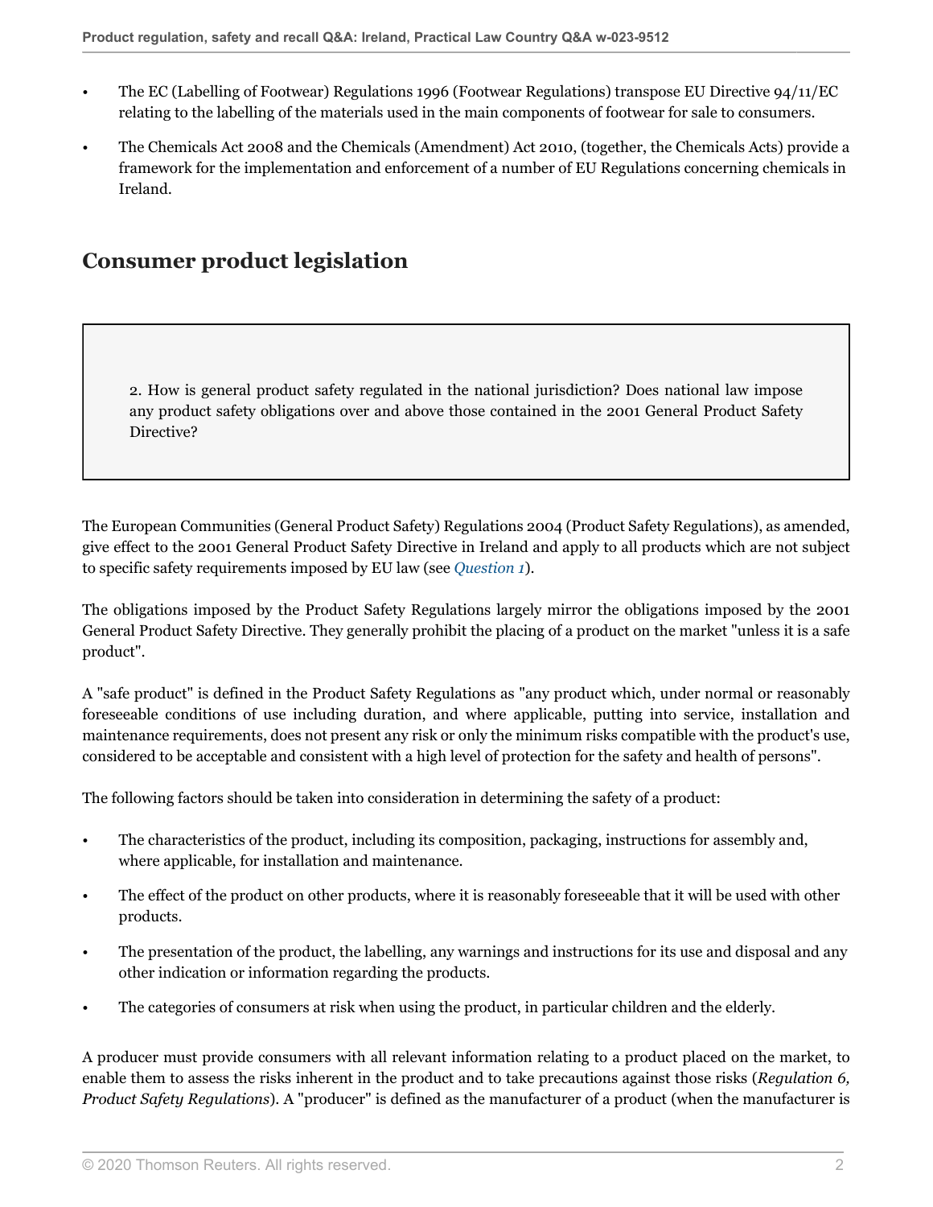- The EC (Labelling of Footwear) Regulations 1996 (Footwear Regulations) transpose EU Directive 94/11/EC relating to the labelling of the materials used in the main components of footwear for sale to consumers.
- The Chemicals Act 2008 and the Chemicals (Amendment) Act 2010, (together, the Chemicals Acts) provide a framework for the implementation and enforcement of a number of EU Regulations concerning chemicals in Ireland.

## Consumer product legislation

2. How is general product safety regulated in the national jurisdiction? Does national law impose any product safety obligations over and above those contained in the 2001 General Product Safety Directive?

The European Communities (General Product Safety) Regulations 2004 (Product Safety Regulations), as amended, give effect to the 2001 General Product Safety Directive in Ireland and apply to all products which are not subject to specific safety requirements imposed by EU law (see *Question 1*).

The obligations imposed by the Product Safety Regulations largely mirror the obligations imposed by the 2001 General Product Safety Directive. They generally prohibit the placing of a product on the market "unless it is a safe product".

A "safe product" is defined in the Product Safety Regulations as "any product which, under normal or reasonably foreseeable conditions of use including duration, and where applicable, putting into service, installation and maintenance requirements, does not present any risk or only the minimum risks compatible with the product's use, considered to be acceptable and consistent with a high level of protection for the safety and health of persons".

The following factors should be taken into consideration in determining the safety of a product:

- The characteristics of the product, including its composition, packaging, instructions for assembly and, where applicable, for installation and maintenance.
- The effect of the product on other products, where it is reasonably foreseeable that it will be used with other products.
- The presentation of the product, the labelling, any warnings and instructions for its use and disposal and any other indication or information regarding the products.
- The categories of consumers at risk when using the product, in particular children and the elderly.

A producer must provide consumers with all relevant information relating to a product placed on the market, to enable them to assess the risks inherent in the product and to take precautions against those risks (*Regulation 6, Product Safety Regulations*). A "producer" is defined as the manufacturer of a product (when the manufacturer is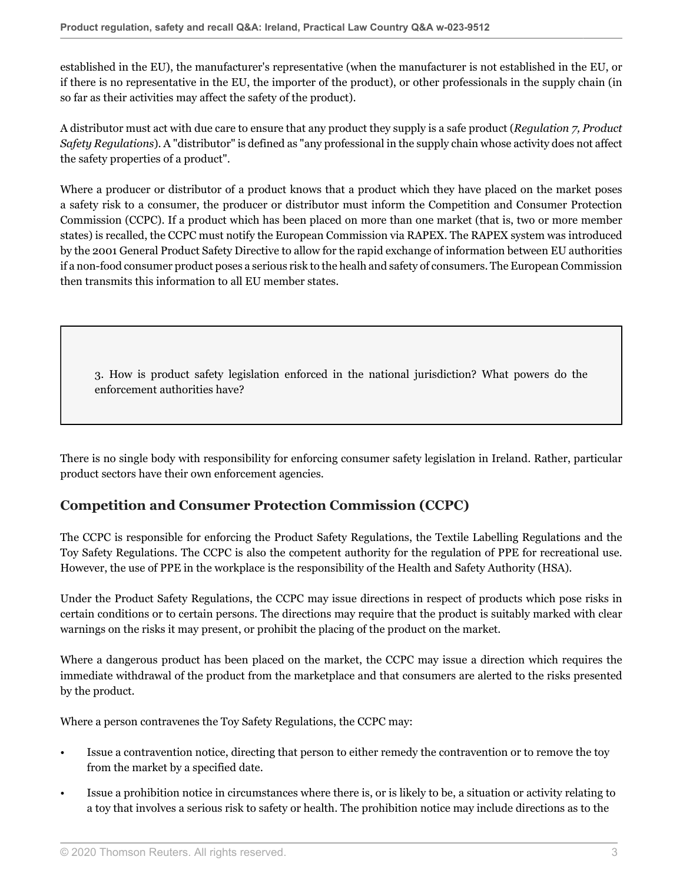established in the EU), the manufacturer's representative (when the manufacturer is not established in the EU, or if there is no representative in the EU, the importer of the product), or other professionals in the supply chain (in so far as their activities may affect the safety of the product).

A distributor must act with due care to ensure that any product they supply is a safe product (*Regulation 7, Product Safety Regulations*). A "distributor" is defined as "any professional in the supply chain whose activity does not affect the safety properties of a product".

Where a producer or distributor of a product knows that a product which they have placed on the market poses a safety risk to a consumer, the producer or distributor must inform the Competition and Consumer Protection Commission (CCPC). If a product which has been placed on more than one market (that is, two or more member states) is recalled, the CCPC must notify the European Commission via RAPEX. The RAPEX system was introduced by the 2001 General Product Safety Directive to allow for the rapid exchange of information between EU authorities if a non-food consumer product poses a serious risk to the healh and safety of consumers. The European Commission then transmits this information to all EU member states.

> 3. How is product safety legislation enforced in the national jurisdiction? What powers do the enforcement authorities have?

There is no single body with responsibility for enforcing consumer safety legislation in Ireland. Rather, particular product sectors have their own enforcement agencies.

## Competition and Consumer Protection Commission (CCPC)

The CCPC is responsible for enforcing the Product Safety Regulations, the Textile Labelling Regulations and the Toy Safety Regulations. The CCPC is also the competent authority for the regulation of PPE for recreational use. However, the use of PPE in the workplace is the responsibility of the Health and Safety Authority (HSA).

Under the Product Safety Regulations, the CCPC may issue directions in respect of products which pose risks in certain conditions or to certain persons. The directions may require that the product is suitably marked with clear warnings on the risks it may present, or prohibit the placing of the product on the market.

Where a dangerous product has been placed on the market, the CCPC may issue a direction which requires the immediate withdrawal of the product from the marketplace and that consumers are alerted to the risks presented by the product.

Where a person contravenes the Toy Safety Regulations, the CCPC may:

- Issue a contravention notice, directing that person to either remedy the contravention or to remove the toy from the market by a specified date.
- Issue a prohibition notice in circumstances where there is, or is likely to be, a situation or activity relating to a toy that involves a serious risk to safety or health. The prohibition notice may include directions as to the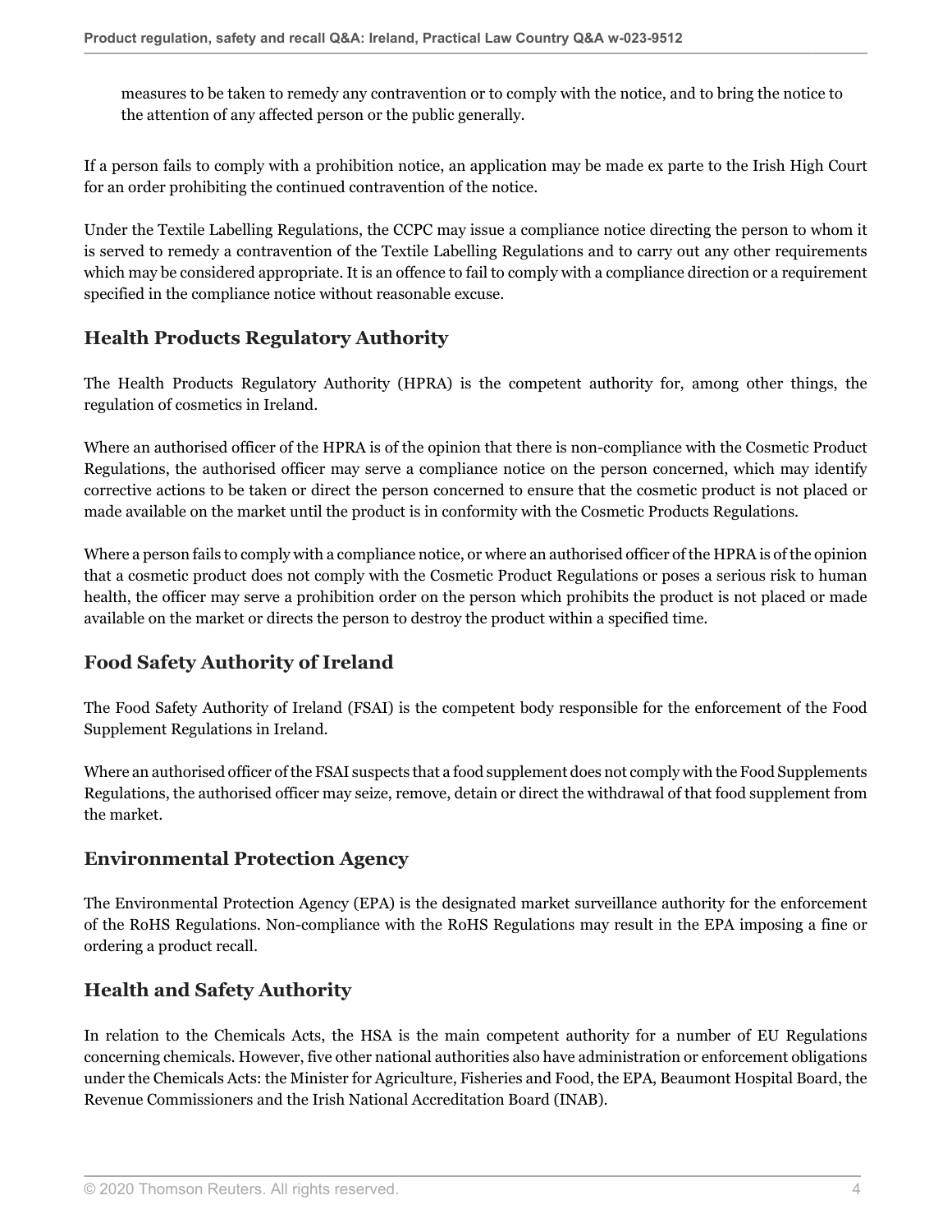measures to be taken to remedy any contravention or to comply with the notice, and to bring the notice to the attention of any affected person or the public generally.

If a person fails to comply with a prohibition notice, an application may be made ex parte to the Irish High Court for an order prohibiting the continued contravention of the notice.

Under the Textile Labelling Regulations, the CCPC may issue a compliance notice directing the person to whom it is served to remedy a contravention of the Textile Labelling Regulations and to carry out any other requirements which may be considered appropriate. It is an offence to fail to comply with a compliance direction or a requirement specified in the compliance notice without reasonable excuse.

## Health Products Regulatory Authority

The Health Products Regulatory Authority (HPRA) is the competent authority for, among other things, the regulation of cosmetics in Ireland.

Where an authorised officer of the HPRA is of the opinion that there is non-compliance with the Cosmetic Product Regulations, the authorised officer may serve a compliance notice on the person concerned, which may identify corrective actions to be taken or direct the person concerned to ensure that the cosmetic product is not placed or made available on the market until the product is in conformity with the Cosmetic Products Regulations.

Where a person fails to comply with a compliance notice, or where an authorised officer of the HPRA is of the opinion that a cosmetic product does not comply with the Cosmetic Product Regulations or poses a serious risk to human health, the officer may serve a prohibition order on the person which prohibits the product is not placed or made available on the market or directs the person to destroy the product within a specified time.

## Food Safety Authority of Ireland

The Food Safety Authority of Ireland (FSAI) is the competent body responsible for the enforcement of the Food Supplement Regulations in Ireland.

Where an authorised officer of the FSAI suspects that a food supplement does not comply with the Food Supplements Regulations, the authorised officer may seize, remove, detain or direct the withdrawal of that food supplement from the market.

## Environmental Protection Agency

The Environmental Protection Agency (EPA) is the designated market surveillance authority for the enforcement of the RoHS Regulations. Non-compliance with the RoHS Regulations may result in the EPA imposing a fine or ordering a product recall.

## Health and Safety Authority

In relation to the Chemicals Acts, the HSA is the main competent authority for a number of EU Regulations concerning chemicals. However, five other national authorities also have administration or enforcement obligations under the Chemicals Acts: the Minister for Agriculture, Fisheries and Food, the EPA, Beaumont Hospital Board, the Revenue Commissioners and the Irish National Accreditation Board (INAB).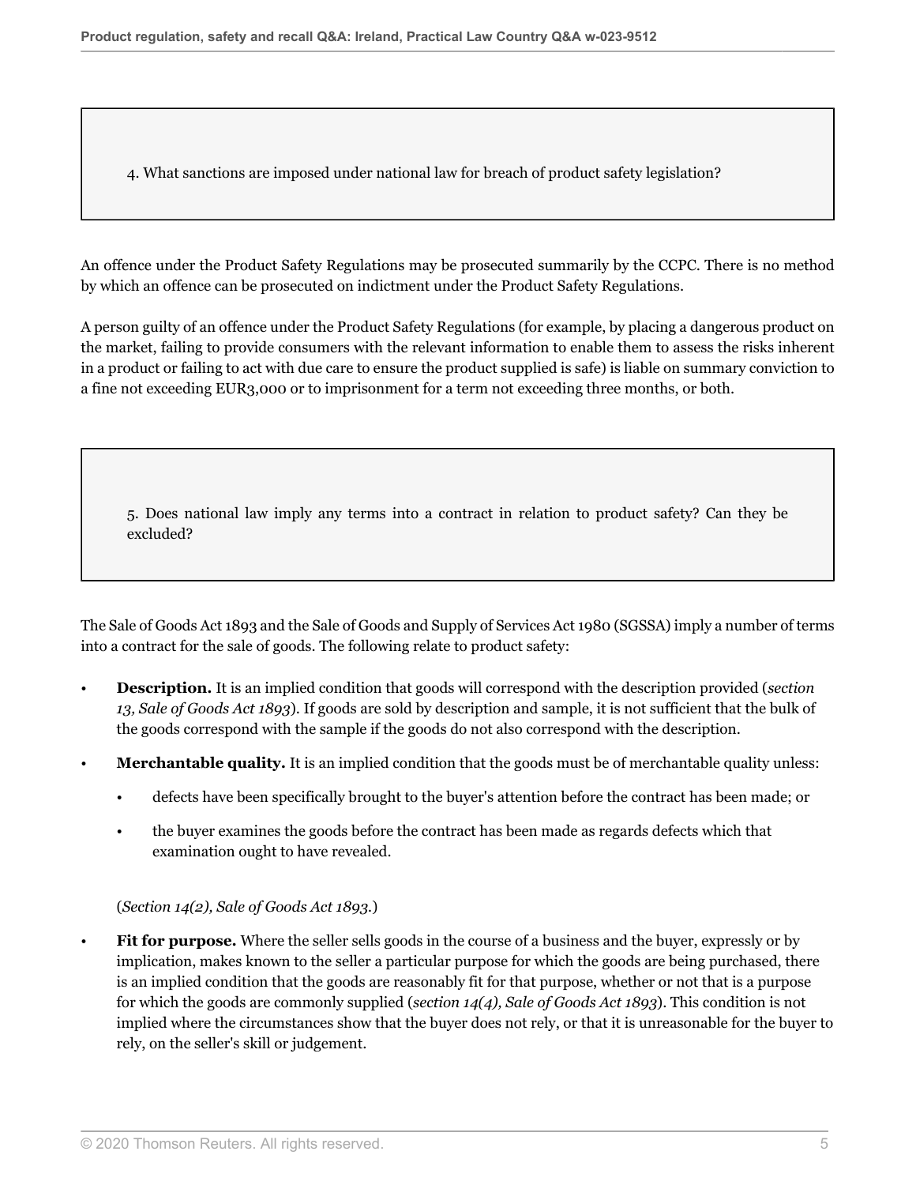### 4. What sanctions are imposed under national law for breach of product safety legislation?

An offence under the Product Safety Regulations may be prosecuted summarily by the CCPC. There is no method by which an offence can be prosecuted on indictment under the Product Safety Regulations.

A person guilty of an offence under the Product Safety Regulations (for example, by placing a dangerous product on the market, failing to provide consumers with the relevant information to enable them to assess the risks inherent in a product or failing to act with due care to ensure the product supplied is safe) is liable on summary conviction to a fine not exceeding EUR3,000 or to imprisonment for a term not exceeding three months, or both.

### 5. Does national law imply any terms into a contract in relation to product safety? Can they be excluded?

The Sale of Goods Act 1893 and the Sale of Goods and Supply of Services Act 1980 (SGSSA) imply a number of terms into a contract for the sale of goods. The following relate to product safety:

- **Description.** It is an implied condition that goods will correspond with the description provided (*section 13, Sale of Goods Act 1893*). If goods are sold by description and sample, it is not sufficient that the bulk of the goods correspond with the sample if the goods do not also correspond with the description.
- **Merchantable quality.** It is an implied condition that the goods must be of merchantable quality unless:
  - defects have been specifically brought to the buyer's attention before the contract has been made; or
  - the buyer examines the goods before the contract has been made as regards defects which that examination ought to have revealed.

  (*Section 14(2), Sale of Goods Act 1893.*)
- **Fit for purpose.** Where the seller sells goods in the course of a business and the buyer, expressly or by implication, makes known to the seller a particular purpose for which the goods are being purchased, there is an implied condition that the goods are reasonably fit for that purpose, whether or not that is a purpose for which the goods are commonly supplied (*section 14(4), Sale of Goods Act 1893*). This condition is not implied where the circumstances show that the buyer does not rely, or that it is unreasonable for the buyer to rely, on the seller's skill or judgement.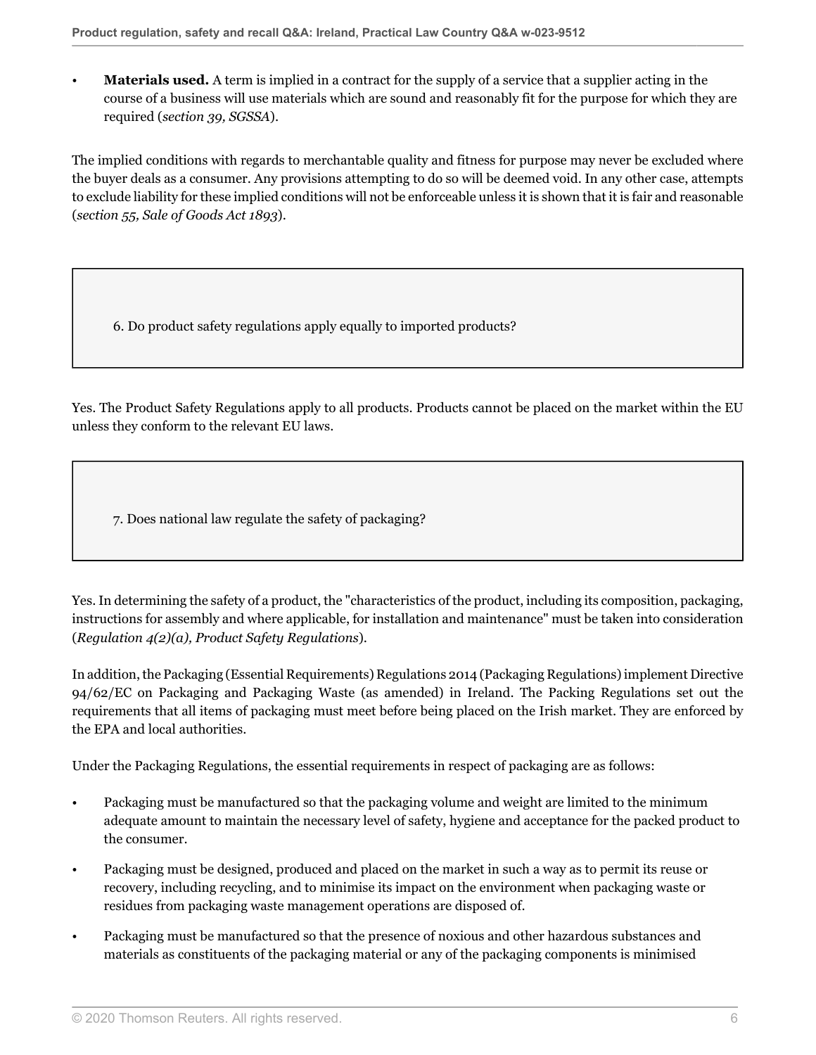- **Materials used.** A term is implied in a contract for the supply of a service that a supplier acting in the course of a business will use materials which are sound and reasonably fit for the purpose for which they are required (*section 39, SGSSA*).

The implied conditions with regards to merchantable quality and fitness for purpose may never be excluded where the buyer deals as a consumer. Any provisions attempting to do so will be deemed void. In any other case, attempts to exclude liability for these implied conditions will not be enforceable unless it is shown that it is fair and reasonable (*section 55, Sale of Goods Act 1893*).

### 6. Do product safety regulations apply equally to imported products?

Yes. The Product Safety Regulations apply to all products. Products cannot be placed on the market within the EU unless they conform to the relevant EU laws.

### 7. Does national law regulate the safety of packaging?

Yes. In determining the safety of a product, the "characteristics of the product, including its composition, packaging, instructions for assembly and where applicable, for installation and maintenance" must be taken into consideration (*Regulation 4(2)(a), Product Safety Regulations*).

In addition, the Packaging (Essential Requirements) Regulations 2014 (Packaging Regulations) implement Directive 94/62/EC on Packaging and Packaging Waste (as amended) in Ireland. The Packing Regulations set out the requirements that all items of packaging must meet before being placed on the Irish market. They are enforced by the EPA and local authorities.

Under the Packaging Regulations, the essential requirements in respect of packaging are as follows:

- Packaging must be manufactured so that the packaging volume and weight are limited to the minimum adequate amount to maintain the necessary level of safety, hygiene and acceptance for the packed product to the consumer.
- Packaging must be designed, produced and placed on the market in such a way as to permit its reuse or recovery, including recycling, and to minimise its impact on the environment when packaging waste or residues from packaging waste management operations are disposed of.
- Packaging must be manufactured so that the presence of noxious and other hazardous substances and materials as constituents of the packaging material or any of the packaging components is minimised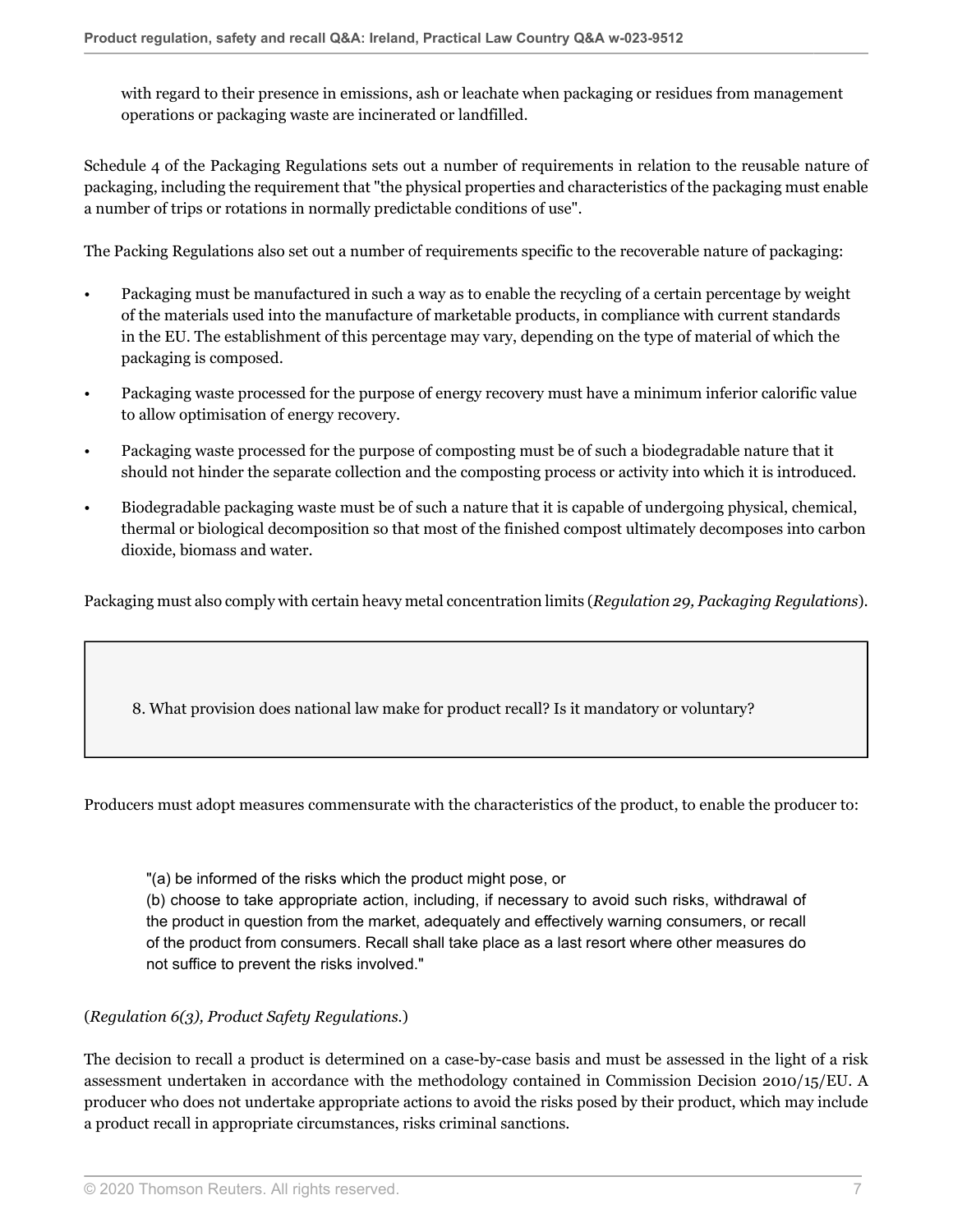with regard to their presence in emissions, ash or leachate when packaging or residues from management operations or packaging waste are incinerated or landfilled.

Schedule 4 of the Packaging Regulations sets out a number of requirements in relation to the reusable nature of packaging, including the requirement that "the physical properties and characteristics of the packaging must enable a number of trips or rotations in normally predictable conditions of use".

The Packing Regulations also set out a number of requirements specific to the recoverable nature of packaging:

- Packaging must be manufactured in such a way as to enable the recycling of a certain percentage by weight of the materials used into the manufacture of marketable products, in compliance with current standards in the EU. The establishment of this percentage may vary, depending on the type of material of which the packaging is composed.
- Packaging waste processed for the purpose of energy recovery must have a minimum inferior calorific value to allow optimisation of energy recovery.
- Packaging waste processed for the purpose of composting must be of such a biodegradable nature that it should not hinder the separate collection and the composting process or activity into which it is introduced.
- Biodegradable packaging waste must be of such a nature that it is capable of undergoing physical, chemical, thermal or biological decomposition so that most of the finished compost ultimately decomposes into carbon dioxide, biomass and water.

Packaging must also comply with certain heavy metal concentration limits (*Regulation 29, Packaging Regulations*).

### 8. What provision does national law make for product recall? Is it mandatory or voluntary?

Producers must adopt measures commensurate with the characteristics of the product, to enable the producer to:

> "(a) be informed of the risks which the product might pose, or
> (b) choose to take appropriate action, including, if necessary to avoid such risks, withdrawal of the product in question from the market, adequately and effectively warning consumers, or recall of the product from consumers. Recall shall take place as a last resort where other measures do not suffice to prevent the risks involved."

(*Regulation 6(3), Product Safety Regulations.*)

The decision to recall a product is determined on a case-by-case basis and must be assessed in the light of a risk assessment undertaken in accordance with the methodology contained in Commission Decision 2010/15/EU. A producer who does not undertake appropriate actions to avoid the risks posed by their product, which may include a product recall in appropriate circumstances, risks criminal sanctions.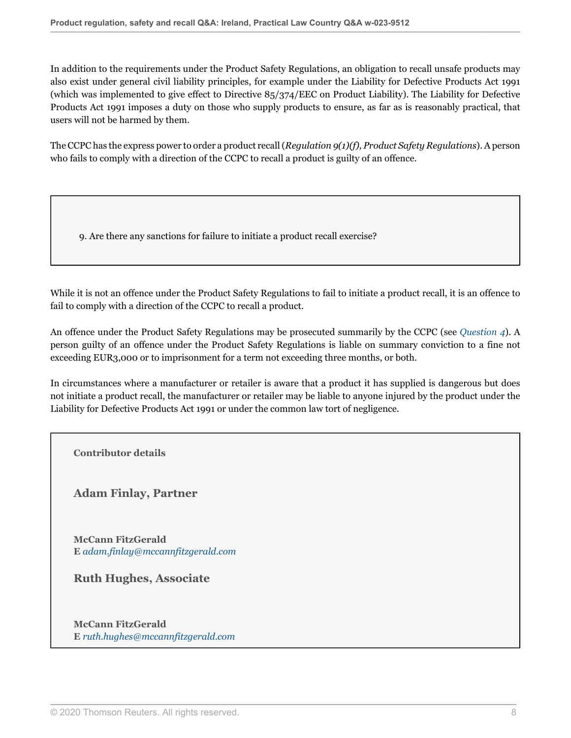In addition to the requirements under the Product Safety Regulations, an obligation to recall unsafe products may also exist under general civil liability principles, for example under the Liability for Defective Products Act 1991 (which was implemented to give effect to Directive 85/374/EEC on Product Liability). The Liability for Defective Products Act 1991 imposes a duty on those who supply products to ensure, as far as is reasonably practical, that users will not be harmed by them.

The CCPC has the express power to order a product recall (*Regulation 9(1)(f), Product Safety Regulations*). A person who fails to comply with a direction of the CCPC to recall a product is guilty of an offence.

### 9. Are there any sanctions for failure to initiate a product recall exercise?

While it is not an offence under the Product Safety Regulations to fail to initiate a product recall, it is an offence to fail to comply with a direction of the CCPC to recall a product.

An offence under the Product Safety Regulations may be prosecuted summarily by the CCPC (see *Question 4*). A person guilty of an offence under the Product Safety Regulations is liable on summary conviction to a fine not exceeding EUR3,000 or to imprisonment for a term not exceeding three months, or both.

In circumstances where a manufacturer or retailer is aware that a product it has supplied is dangerous but does not initiate a product recall, the manufacturer or retailer may be liable to anyone injured by the product under the Liability for Defective Products Act 1991 or under the common law tort of negligence.

**Contributor details**

### Adam Finlay, Partner

**McCann FitzGerald**
**E** *adam.finlay@mccannfitzgerald.com*

### Ruth Hughes, Associate

**McCann FitzGerald**
**E** *ruth.hughes@mccannfitzgerald.com*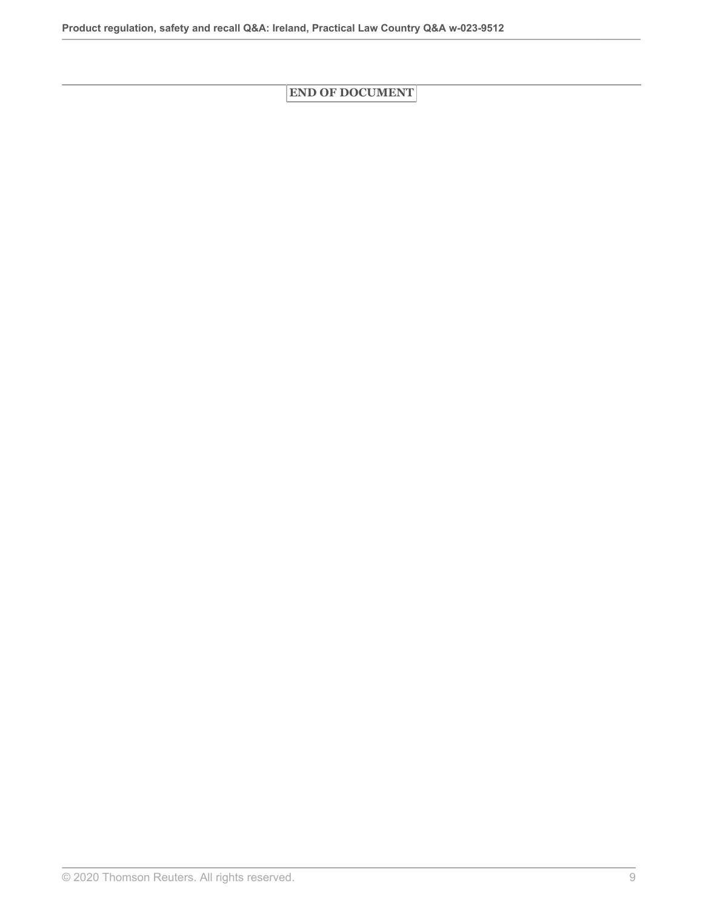**END OF DOCUMENT**